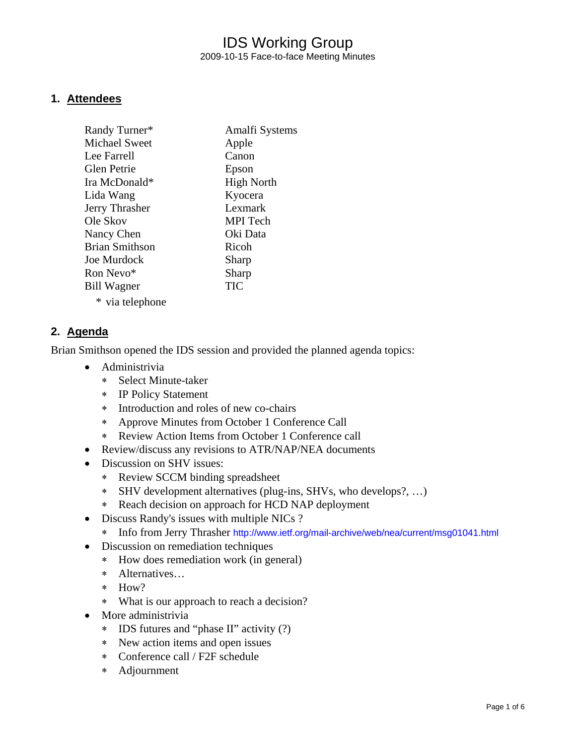# IDS Working Group

2009-10-15 Face-to-face Meeting Minutes

## 1. Attendees

| | |
|---|---|
| Randy Turner* | Amalfi Systems |
| Michael Sweet | Apple |
| Lee Farrell | Canon |
| Glen Petrie | Epson |
| Ira McDonald* | High North |
| Lida Wang | Kyocera |
| Jerry Thrasher | Lexmark |
| Ole Skov | MPI Tech |
| Nancy Chen | Oki Data |
| Brian Smithson | Ricoh |
| Joe Murdock | Sharp |
| Ron Nevo* | Sharp |
| Bill Wagner | TIC |

\* via telephone

## 2. Agenda

Brian Smithson opened the IDS session and provided the planned agenda topics:

- Administrivia
  - Select Minute-taker
  - IP Policy Statement
  - Introduction and roles of new co-chairs
  - Approve Minutes from October 1 Conference Call
  - Review Action Items from October 1 Conference call
- Review/discuss any revisions to ATR/NAP/NEA documents
- Discussion on SHV issues:
  - Review SCCM binding spreadsheet
  - SHV development alternatives (plug-ins, SHVs, who develops?, …)
  - Reach decision on approach for HCD NAP deployment
- Discuss Randy's issues with multiple NICs ?
  - Info from Jerry Thrasher http://www.ietf.org/mail-archive/web/nea/current/msg01041.html
- Discussion on remediation techniques
  - How does remediation work (in general)
  - Alternatives…
  - How?
  - What is our approach to reach a decision?
- More administrivia
  - IDS futures and "phase II" activity (?)
  - New action items and open issues
  - Conference call / F2F schedule
  - Adjournment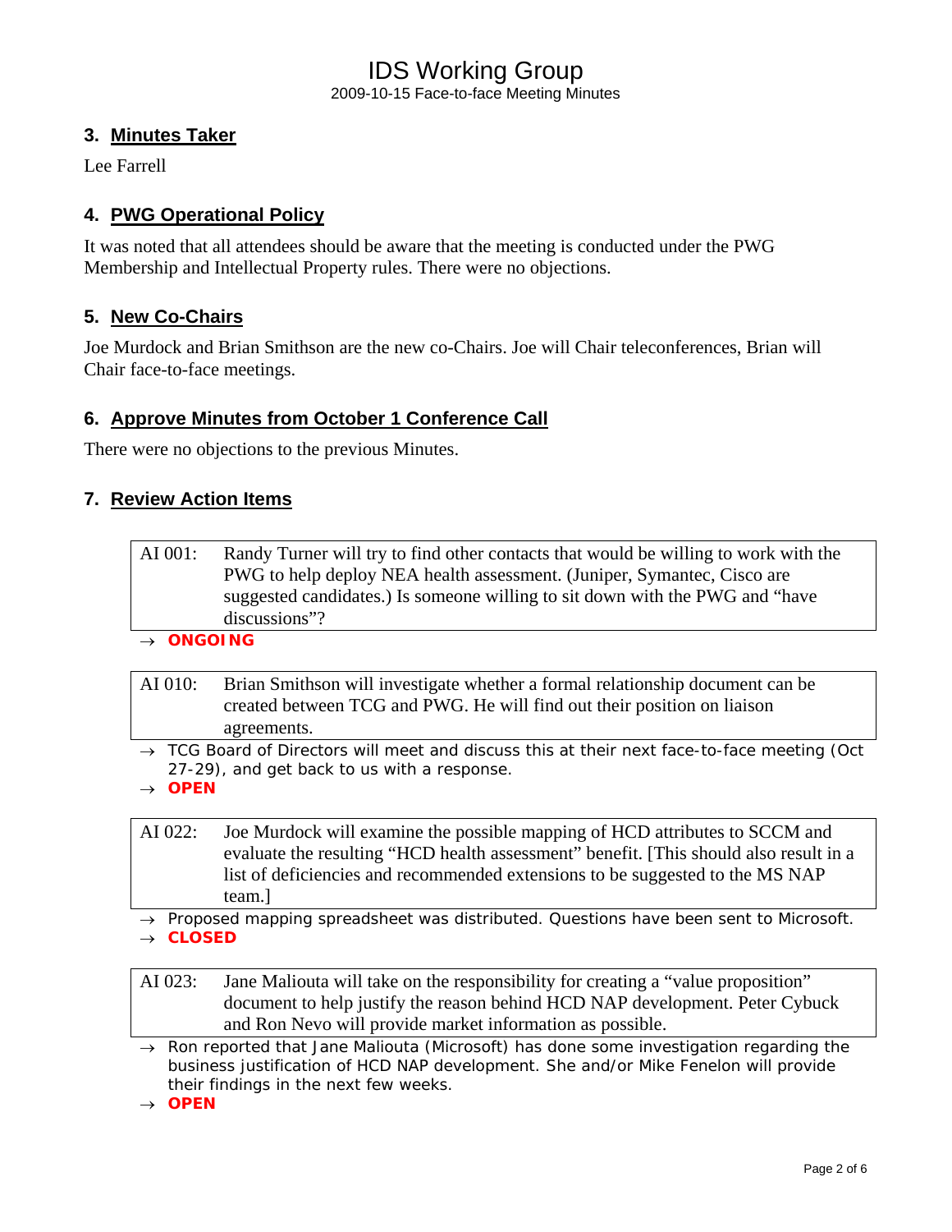## 3. Minutes Taker

Lee Farrell

## 4. PWG Operational Policy

It was noted that all attendees should be aware that the meeting is conducted under the PWG Membership and Intellectual Property rules. There were no objections.

## 5. New Co-Chairs

Joe Murdock and Brian Smithson are the new co-Chairs. Joe will Chair teleconferences, Brian will Chair face-to-face meetings.

## 6. Approve Minutes from October 1 Conference Call

There were no objections to the previous Minutes.

## 7. Review Action Items

| | |
|---|---|
| AI 001: | Randy Turner will try to find other contacts that would be willing to work with the PWG to help deploy NEA health assessment. (Juniper, Symantec, Cisco are suggested candidates.) Is someone willing to sit down with the PWG and "have discussions"? |

→ **ONGOING**

| | |
|---|---|
| AI 010: | Brian Smithson will investigate whether a formal relationship document can be created between TCG and PWG. He will find out their position on liaison agreements. |

→ TCG Board of Directors will meet and discuss this at their next face-to-face meeting (Oct 27-29), and get back to us with a response.

→ **OPEN**

| | |
|---|---|
| AI 022: | Joe Murdock will examine the possible mapping of HCD attributes to SCCM and evaluate the resulting "HCD health assessment" benefit. [This should also result in a list of deficiencies and recommended extensions to be suggested to the MS NAP team.] |

→ Proposed mapping spreadsheet was distributed. Questions have been sent to Microsoft.

→ **CLOSED**

| | |
|---|---|
| AI 023: | Jane Maliouta will take on the responsibility for creating a "value proposition" document to help justify the reason behind HCD NAP development. Peter Cybuck and Ron Nevo will provide market information as possible. |

→ Ron reported that Jane Maliouta (Microsoft) has done some investigation regarding the business justification of HCD NAP development. She and/or Mike Fenelon will provide their findings in the next few weeks.

→ **OPEN**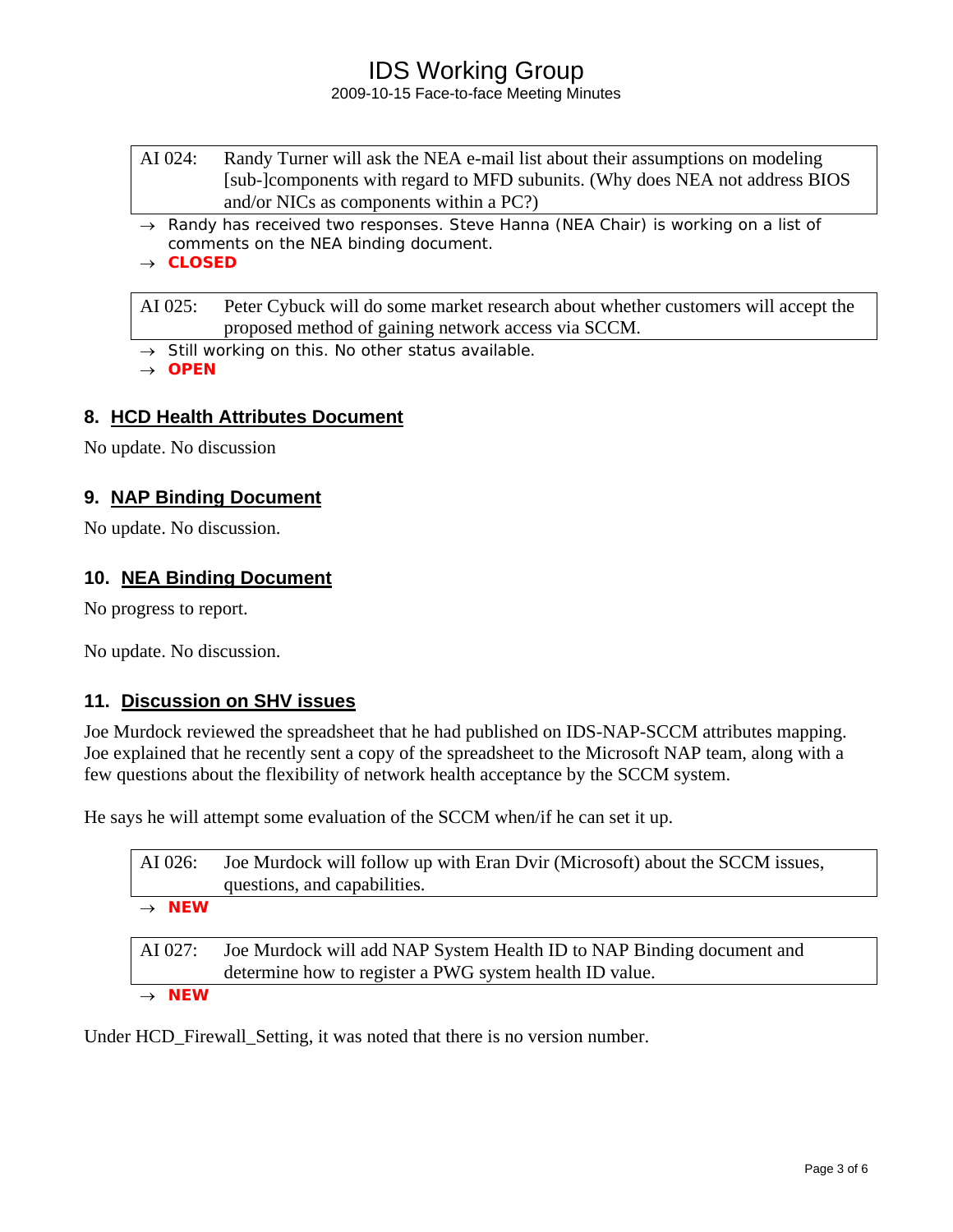| AI 024: | Randy Turner will ask the NEA e-mail list about their assumptions on modeling [sub-]components with regard to MFD subunits. (Why does NEA not address BIOS and/or NICs as components within a PC?) |
|---|---|

→ Randy has received two responses. Steve Hanna (NEA Chair) is working on a list of comments on the NEA binding document.

→ **CLOSED**

| AI 025: | Peter Cybuck will do some market research about whether customers will accept the proposed method of gaining network access via SCCM. |
|---|---|

→ Still working on this. No other status available.

→ **OPEN**

## 8. HCD Health Attributes Document

No update. No discussion

## 9. NAP Binding Document

No update. No discussion.

## 10. NEA Binding Document

No progress to report.

No update. No discussion.

## 11. Discussion on SHV issues

Joe Murdock reviewed the spreadsheet that he had published on IDS-NAP-SCCM attributes mapping. Joe explained that he recently sent a copy of the spreadsheet to the Microsoft NAP team, along with a few questions about the flexibility of network health acceptance by the SCCM system.

He says he will attempt some evaluation of the SCCM when/if he can set it up.

| AI 026: | Joe Murdock will follow up with Eran Dvir (Microsoft) about the SCCM issues, questions, and capabilities. |
|---|---|

→ **NEW**

| AI 027: | Joe Murdock will add NAP System Health ID to NAP Binding document and determine how to register a PWG system health ID value. |
|---|---|

→ **NEW**

Under HCD_Firewall_Setting, it was noted that there is no version number.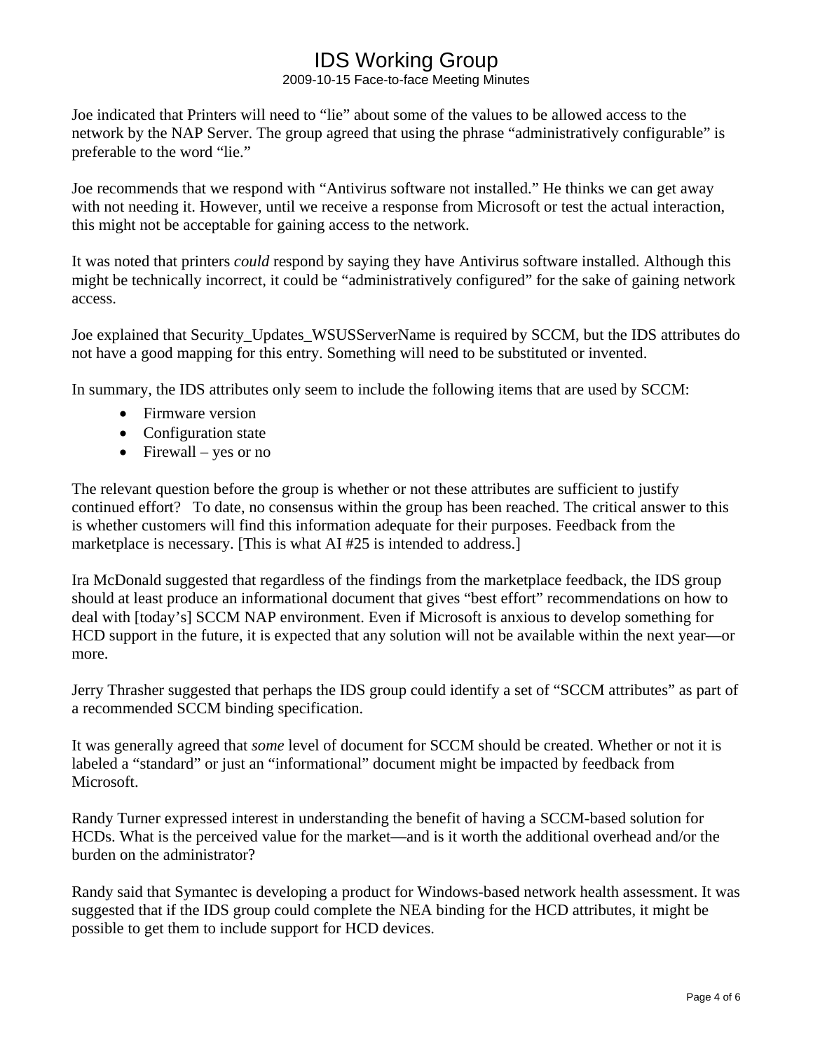Joe indicated that Printers will need to "lie" about some of the values to be allowed access to the network by the NAP Server. The group agreed that using the phrase "administratively configurable" is preferable to the word "lie."

Joe recommends that we respond with "Antivirus software not installed." He thinks we can get away with not needing it. However, until we receive a response from Microsoft or test the actual interaction, this might not be acceptable for gaining access to the network.

It was noted that printers *could* respond by saying they have Antivirus software installed. Although this might be technically incorrect, it could be "administratively configured" for the sake of gaining network access.

Joe explained that Security_Updates_WSUSServerName is required by SCCM, but the IDS attributes do not have a good mapping for this entry. Something will need to be substituted or invented.

In summary, the IDS attributes only seem to include the following items that are used by SCCM:

- Firmware version
- Configuration state
- Firewall – yes or no

The relevant question before the group is whether or not these attributes are sufficient to justify continued effort? To date, no consensus within the group has been reached. The critical answer to this is whether customers will find this information adequate for their purposes. Feedback from the marketplace is necessary. [This is what AI #25 is intended to address.]

Ira McDonald suggested that regardless of the findings from the marketplace feedback, the IDS group should at least produce an informational document that gives "best effort" recommendations on how to deal with [today's] SCCM NAP environment. Even if Microsoft is anxious to develop something for HCD support in the future, it is expected that any solution will not be available within the next year—or more.

Jerry Thrasher suggested that perhaps the IDS group could identify a set of "SCCM attributes" as part of a recommended SCCM binding specification.

It was generally agreed that *some* level of document for SCCM should be created. Whether or not it is labeled a "standard" or just an "informational" document might be impacted by feedback from Microsoft.

Randy Turner expressed interest in understanding the benefit of having a SCCM-based solution for HCDs. What is the perceived value for the market—and is it worth the additional overhead and/or the burden on the administrator?

Randy said that Symantec is developing a product for Windows-based network health assessment. It was suggested that if the IDS group could complete the NEA binding for the HCD attributes, it might be possible to get them to include support for HCD devices.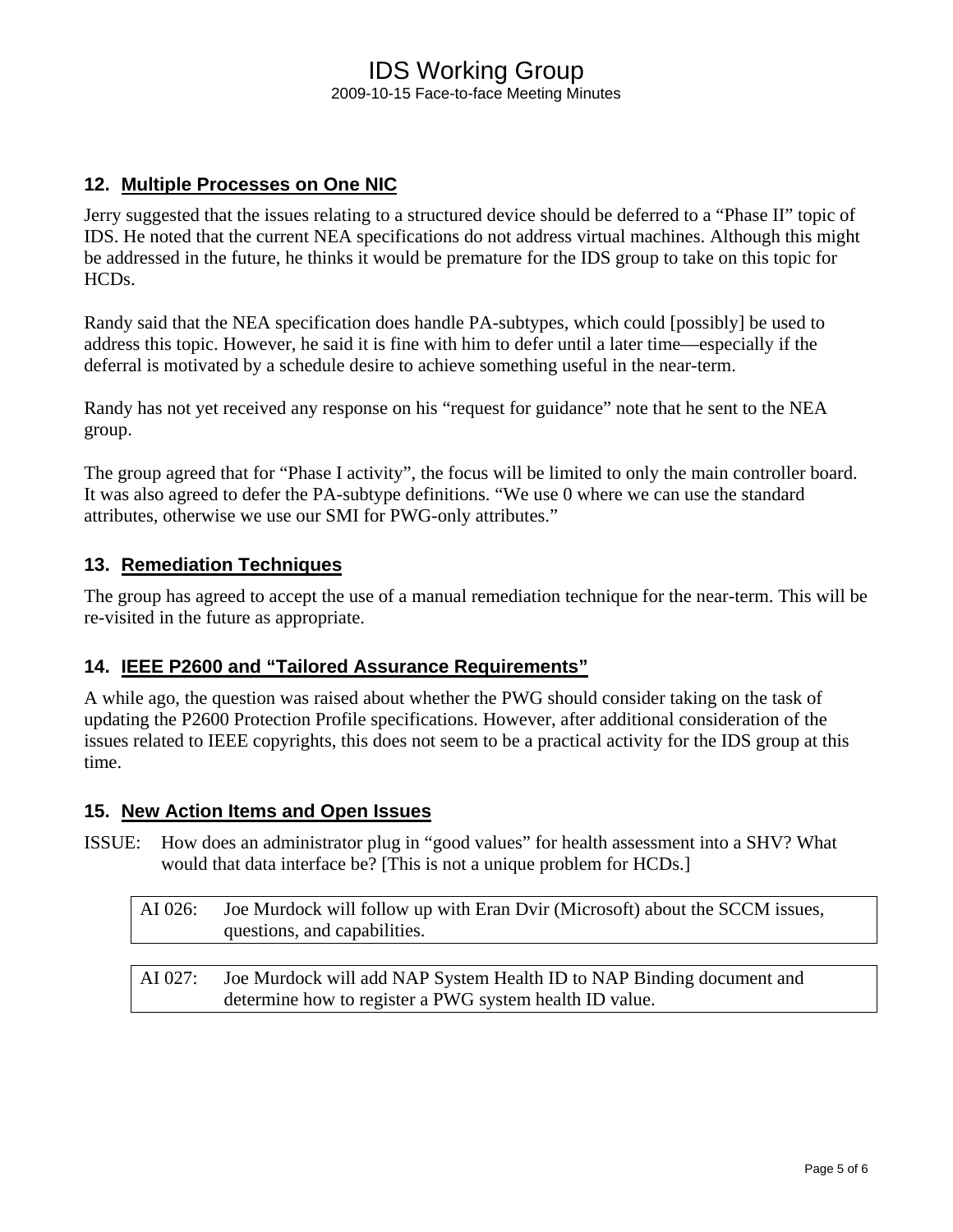## 12. Multiple Processes on One NIC

Jerry suggested that the issues relating to a structured device should be deferred to a "Phase II" topic of IDS. He noted that the current NEA specifications do not address virtual machines. Although this might be addressed in the future, he thinks it would be premature for the IDS group to take on this topic for HCDs.

Randy said that the NEA specification does handle PA-subtypes, which could [possibly] be used to address this topic. However, he said it is fine with him to defer until a later time—especially if the deferral is motivated by a schedule desire to achieve something useful in the near-term.

Randy has not yet received any response on his "request for guidance" note that he sent to the NEA group.

The group agreed that for "Phase I activity", the focus will be limited to only the main controller board. It was also agreed to defer the PA-subtype definitions. "We use 0 where we can use the standard attributes, otherwise we use our SMI for PWG-only attributes."

## 13. Remediation Techniques

The group has agreed to accept the use of a manual remediation technique for the near-term. This will be re-visited in the future as appropriate.

## 14. IEEE P2600 and "Tailored Assurance Requirements"

A while ago, the question was raised about whether the PWG should consider taking on the task of updating the P2600 Protection Profile specifications. However, after additional consideration of the issues related to IEEE copyrights, this does not seem to be a practical activity for the IDS group at this time.

## 15. New Action Items and Open Issues

ISSUE: How does an administrator plug in "good values" for health assessment into a SHV? What would that data interface be? [This is not a unique problem for HCDs.]

| AI 026: | Joe Murdock will follow up with Eran Dvir (Microsoft) about the SCCM issues, questions, and capabilities. |
|---|---|

| AI 027: | Joe Murdock will add NAP System Health ID to NAP Binding document and determine how to register a PWG system health ID value. |
|---|---|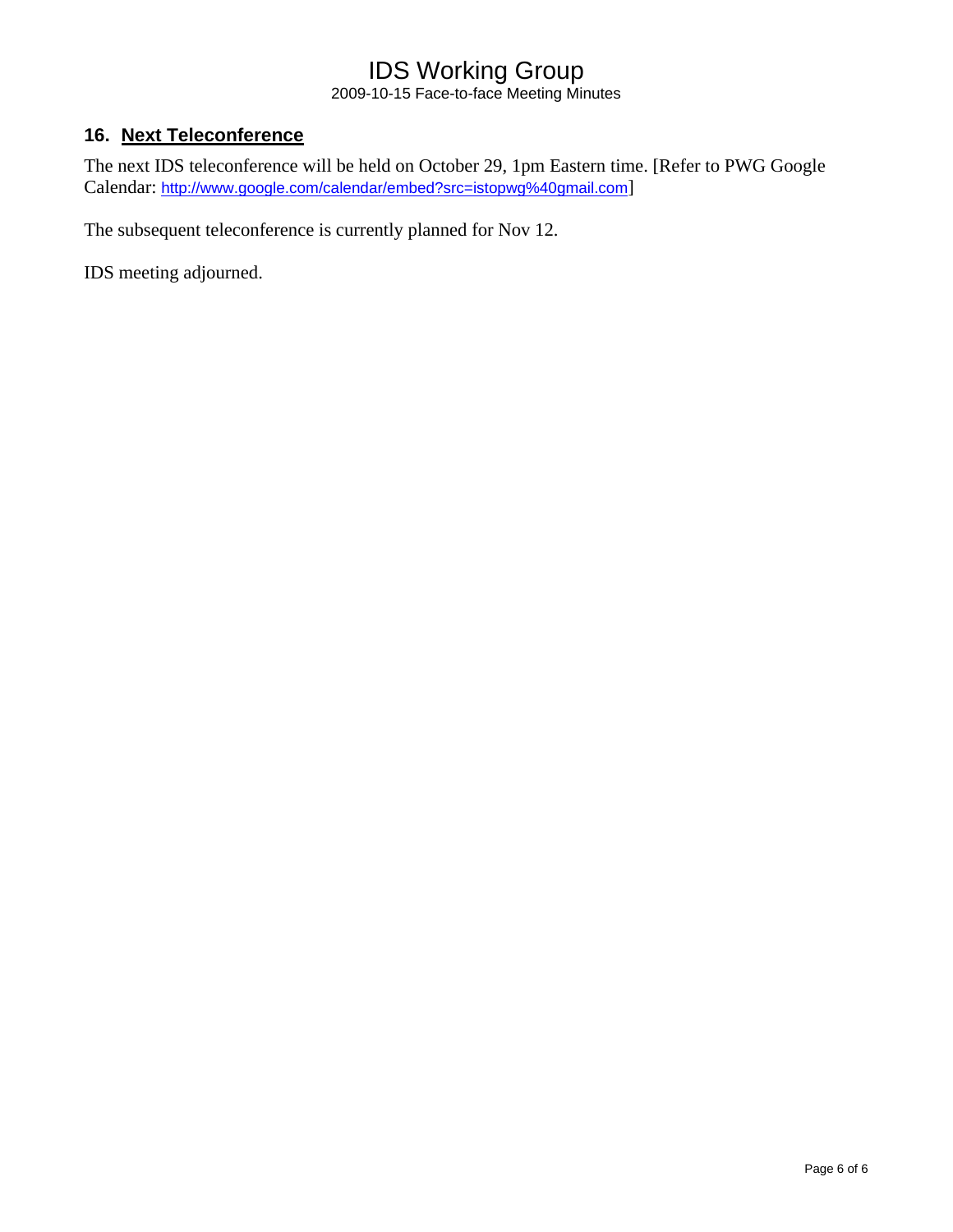## 16. Next Teleconference

The next IDS teleconference will be held on October 29, 1pm Eastern time. [Refer to PWG Google Calendar: http://www.google.com/calendar/embed?src=istopwg%40gmail.com]

The subsequent teleconference is currently planned for Nov 12.

IDS meeting adjourned.